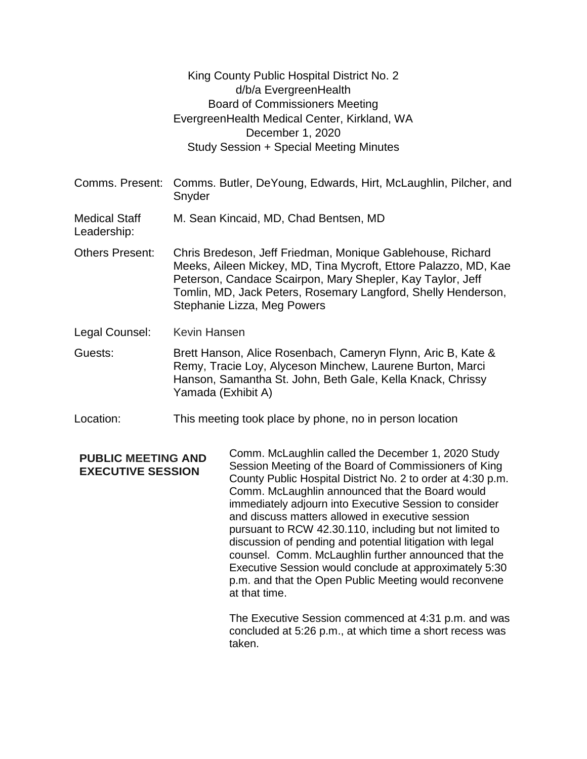King County Public Hospital District No. 2
d/b/a EvergreenHealth
Board of Commissioners Meeting
EvergreenHealth Medical Center, Kirkland, WA
December 1, 2020
Study Session + Special Meeting Minutes

| | |
|---|---|
| Comms. Present: | Comms. Butler, DeYoung, Edwards, Hirt, McLaughlin, Pilcher, and Snyder |
| Medical Staff Leadership: | M. Sean Kincaid, MD, Chad Bentsen, MD |
| Others Present: | Chris Bredeson, Jeff Friedman, Monique Gablehouse, Richard Meeks, Aileen Mickey, MD, Tina Mycroft, Ettore Palazzo, MD, Kae Peterson, Candace Scairpon, Mary Shepler, Kay Taylor, Jeff Tomlin, MD, Jack Peters, Rosemary Langford, Shelly Henderson, Stephanie Lizza, Meg Powers |
| Legal Counsel: | Kevin Hansen |
| Guests: | Brett Hanson, Alice Rosenbach, Cameryn Flynn, Aric B, Kate & Remy, Tracie Loy, Alyceson Minchew, Laurene Burton, Marci Hanson, Samantha St. John, Beth Gale, Kella Knack, Chrissy Yamada (Exhibit A) |
| Location: | This meeting took place by phone, no in person location |

**PUBLIC MEETING AND EXECUTIVE SESSION**

Comm. McLaughlin called the December 1, 2020 Study Session Meeting of the Board of Commissioners of King County Public Hospital District No. 2 to order at 4:30 p.m. Comm. McLaughlin announced that the Board would immediately adjourn into Executive Session to consider and discuss matters allowed in executive session pursuant to RCW 42.30.110, including but not limited to discussion of pending and potential litigation with legal counsel. Comm. McLaughlin further announced that the Executive Session would conclude at approximately 5:30 p.m. and that the Open Public Meeting would reconvene at that time.

The Executive Session commenced at 4:31 p.m. and was concluded at 5:26 p.m., at which time a short recess was taken.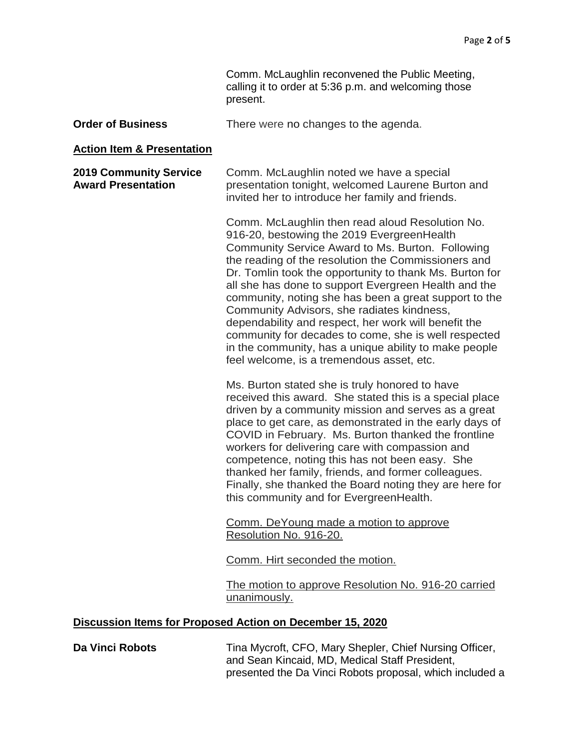Comm. McLaughlin reconvened the Public Meeting, calling it to order at 5:36 p.m. and welcoming those present.

**Order of Business** There were no changes to the agenda.

**Action Item & Presentation**

**2019 Community Service Award Presentation**

Comm. McLaughlin noted we have a special presentation tonight, welcomed Laurene Burton and invited her to introduce her family and friends.

Comm. McLaughlin then read aloud Resolution No. 916-20, bestowing the 2019 EvergreenHealth Community Service Award to Ms. Burton. Following the reading of the resolution the Commissioners and Dr. Tomlin took the opportunity to thank Ms. Burton for all she has done to support Evergreen Health and the community, noting she has been a great support to the Community Advisors, she radiates kindness, dependability and respect, her work will benefit the community for decades to come, she is well respected in the community, has a unique ability to make people feel welcome, is a tremendous asset, etc.

Ms. Burton stated she is truly honored to have received this award. She stated this is a special place driven by a community mission and serves as a great place to get care, as demonstrated in the early days of COVID in February. Ms. Burton thanked the frontline workers for delivering care with compassion and competence, noting this has not been easy. She thanked her family, friends, and former colleagues. Finally, she thanked the Board noting they are here for this community and for EvergreenHealth.

Comm. DeYoung made a motion to approve Resolution No. 916-20.

Comm. Hirt seconded the motion.

The motion to approve Resolution No. 916-20 carried unanimously.

**Discussion Items for Proposed Action on December 15, 2020**

**Da Vinci Robots**

Tina Mycroft, CFO, Mary Shepler, Chief Nursing Officer, and Sean Kincaid, MD, Medical Staff President, presented the Da Vinci Robots proposal, which included a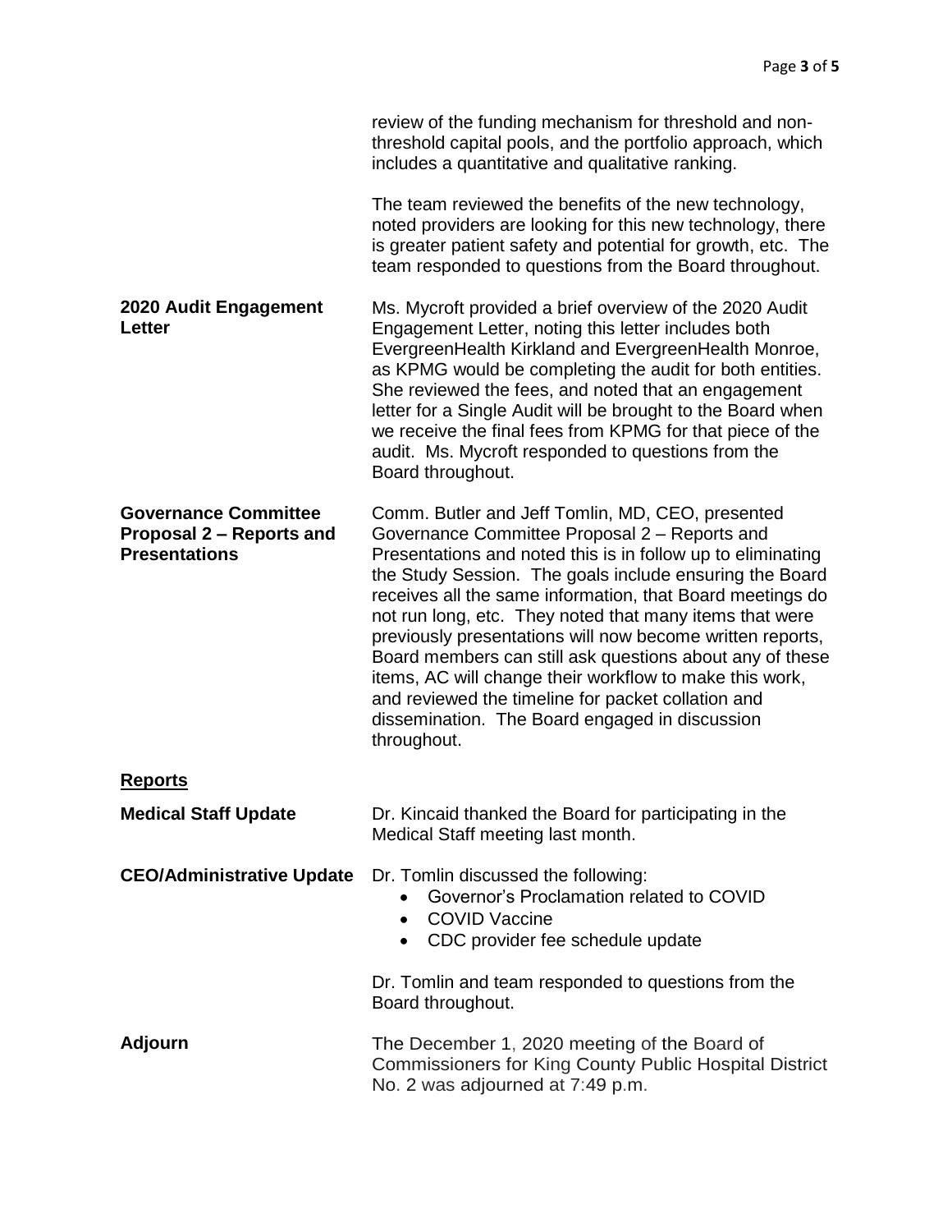review of the funding mechanism for threshold and non-threshold capital pools, and the portfolio approach, which includes a quantitative and qualitative ranking.

The team reviewed the benefits of the new technology, noted providers are looking for this new technology, there is greater patient safety and potential for growth, etc. The team responded to questions from the Board throughout.

**2020 Audit Engagement Letter**

Ms. Mycroft provided a brief overview of the 2020 Audit Engagement Letter, noting this letter includes both EvergreenHealth Kirkland and EvergreenHealth Monroe, as KPMG would be completing the audit for both entities. She reviewed the fees, and noted that an engagement letter for a Single Audit will be brought to the Board when we receive the final fees from KPMG for that piece of the audit. Ms. Mycroft responded to questions from the Board throughout.

**Governance Committee Proposal 2 – Reports and Presentations**

Comm. Butler and Jeff Tomlin, MD, CEO, presented Governance Committee Proposal 2 – Reports and Presentations and noted this is in follow up to eliminating the Study Session. The goals include ensuring the Board receives all the same information, that Board meetings do not run long, etc. They noted that many items that were previously presentations will now become written reports, Board members can still ask questions about any of these items, AC will change their workflow to make this work, and reviewed the timeline for packet collation and dissemination. The Board engaged in discussion throughout.

## Reports

**Medical Staff Update**

Dr. Kincaid thanked the Board for participating in the Medical Staff meeting last month.

**CEO/Administrative Update**

Dr. Tomlin discussed the following:

- Governor's Proclamation related to COVID
- COVID Vaccine
- CDC provider fee schedule update

Dr. Tomlin and team responded to questions from the Board throughout.

**Adjourn**

The December 1, 2020 meeting of the Board of Commissioners for King County Public Hospital District No. 2 was adjourned at 7:49 p.m.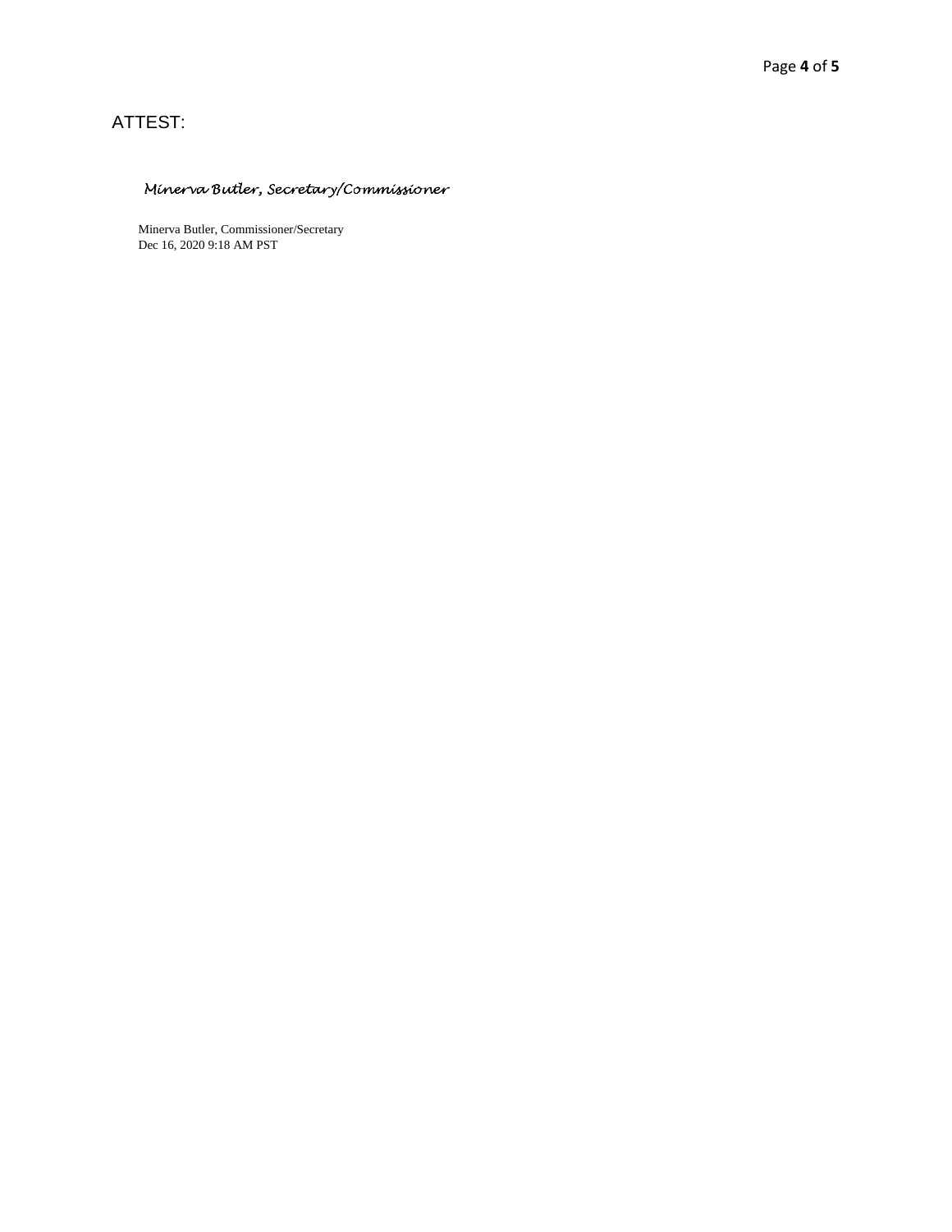ATTEST:

*Minerva Butler, Secretary/Commissioner*

Minerva Butler, Commissioner/Secretary
Dec 16, 2020 9:18 AM PST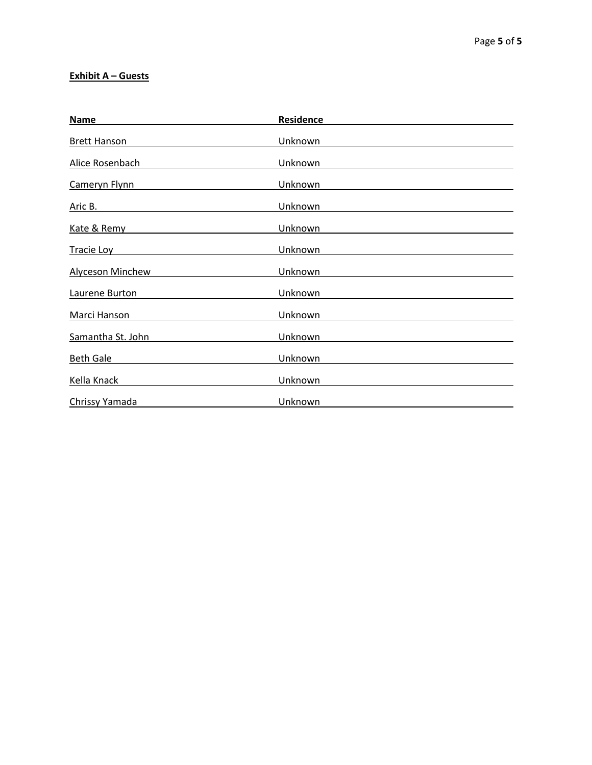**Exhibit A – Guests**

| Name | Residence |
|---|---|
| Brett Hanson | Unknown |
| Alice Rosenbach | Unknown |
| Cameryn Flynn | Unknown |
| Aric B. | Unknown |
| Kate & Remy | Unknown |
| Tracie Loy | Unknown |
| Alyceson Minchew | Unknown |
| Laurene Burton | Unknown |
| Marci Hanson | Unknown |
| Samantha St. John | Unknown |
| Beth Gale | Unknown |
| Kella Knack | Unknown |
| Chrissy Yamada | Unknown |